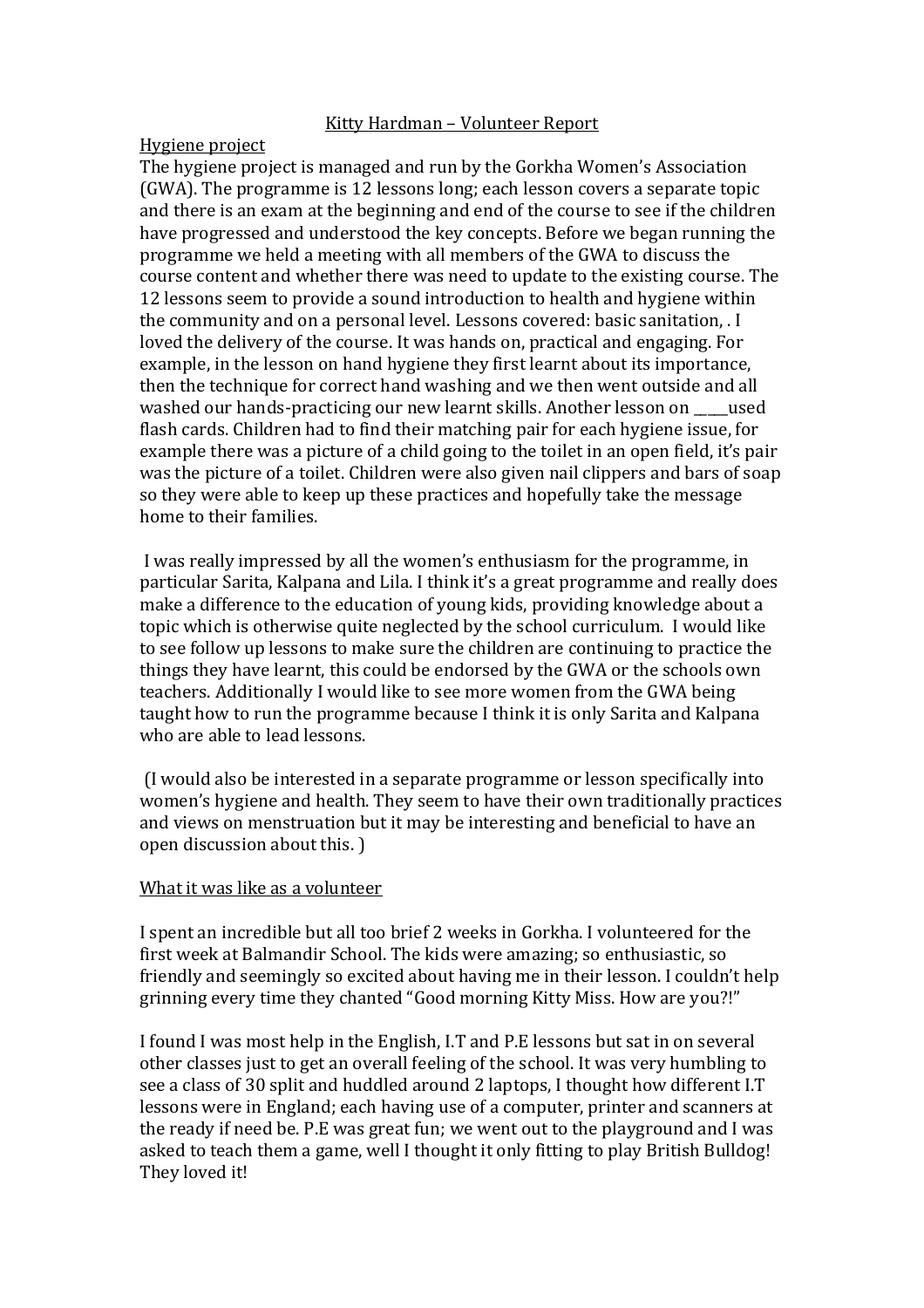# Kitty Hardman – Volunteer Report

## Hygiene project

The hygiene project is managed and run by the Gorkha Women's Association (GWA). The programme is 12 lessons long; each lesson covers a separate topic and there is an exam at the beginning and end of the course to see if the children have progressed and understood the key concepts. Before we began running the programme we held a meeting with all members of the GWA to discuss the course content and whether there was need to update to the existing course. The 12 lessons seem to provide a sound introduction to health and hygiene within the community and on a personal level. Lessons covered: basic sanitation, . I loved the delivery of the course. It was hands on, practical and engaging. For example, in the lesson on hand hygiene they first learnt about its importance, then the technique for correct hand washing and we then went outside and all washed our hands-practicing our new learnt skills. Another lesson on _____used flash cards. Children had to find their matching pair for each hygiene issue, for example there was a picture of a child going to the toilet in an open field, it's pair was the picture of a toilet. Children were also given nail clippers and bars of soap so they were able to keep up these practices and hopefully take the message home to their families.

I was really impressed by all the women's enthusiasm for the programme, in particular Sarita, Kalpana and Lila. I think it's a great programme and really does make a difference to the education of young kids, providing knowledge about a topic which is otherwise quite neglected by the school curriculum. I would like to see follow up lessons to make sure the children are continuing to practice the things they have learnt, this could be endorsed by the GWA or the schools own teachers. Additionally I would like to see more women from the GWA being taught how to run the programme because I think it is only Sarita and Kalpana who are able to lead lessons.

(I would also be interested in a separate programme or lesson specifically into women's hygiene and health. They seem to have their own traditionally practices and views on menstruation but it may be interesting and beneficial to have an open discussion about this. )

## What it was like as a volunteer

I spent an incredible but all too brief 2 weeks in Gorkha. I volunteered for the first week at Balmandir School. The kids were amazing; so enthusiastic, so friendly and seemingly so excited about having me in their lesson. I couldn't help grinning every time they chanted "Good morning Kitty Miss. How are you?!"

I found I was most help in the English, I.T and P.E lessons but sat in on several other classes just to get an overall feeling of the school. It was very humbling to see a class of 30 split and huddled around 2 laptops, I thought how different I.T lessons were in England; each having use of a computer, printer and scanners at the ready if need be. P.E was great fun; we went out to the playground and I was asked to teach them a game, well I thought it only fitting to play British Bulldog! They loved it!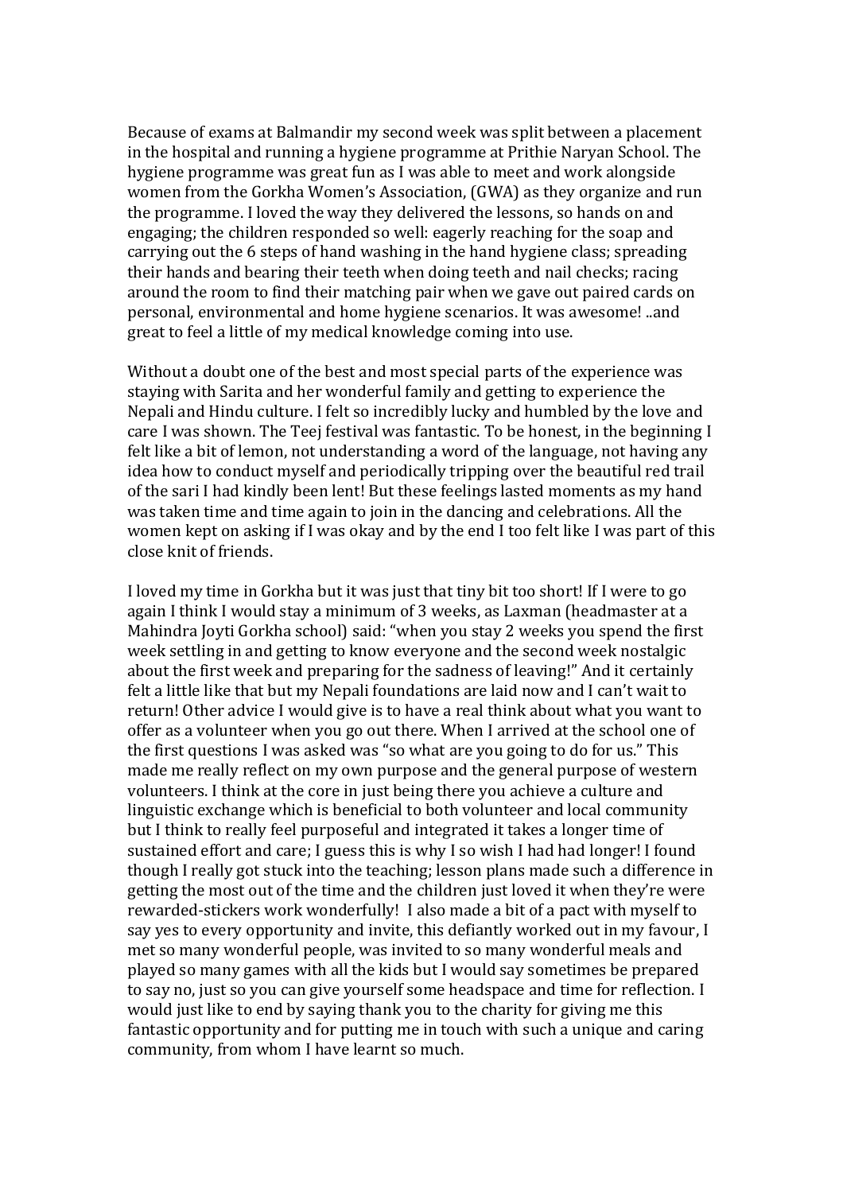Because of exams at Balmandir my second week was split between a placement in the hospital and running a hygiene programme at Prithie Naryan School. The hygiene programme was great fun as I was able to meet and work alongside women from the Gorkha Women's Association, (GWA) as they organize and run the programme. I loved the way they delivered the lessons, so hands on and engaging; the children responded so well: eagerly reaching for the soap and carrying out the 6 steps of hand washing in the hand hygiene class; spreading their hands and bearing their teeth when doing teeth and nail checks; racing around the room to find their matching pair when we gave out paired cards on personal, environmental and home hygiene scenarios. It was awesome! ..and great to feel a little of my medical knowledge coming into use.

Without a doubt one of the best and most special parts of the experience was staying with Sarita and her wonderful family and getting to experience the Nepali and Hindu culture. I felt so incredibly lucky and humbled by the love and care I was shown. The Teej festival was fantastic. To be honest, in the beginning I felt like a bit of lemon, not understanding a word of the language, not having any idea how to conduct myself and periodically tripping over the beautiful red trail of the sari I had kindly been lent! But these feelings lasted moments as my hand was taken time and time again to join in the dancing and celebrations. All the women kept on asking if I was okay and by the end I too felt like I was part of this close knit of friends.

I loved my time in Gorkha but it was just that tiny bit too short! If I were to go again I think I would stay a minimum of 3 weeks, as Laxman (headmaster at a Mahindra Joyti Gorkha school) said: "when you stay 2 weeks you spend the first week settling in and getting to know everyone and the second week nostalgic about the first week and preparing for the sadness of leaving!" And it certainly felt a little like that but my Nepali foundations are laid now and I can't wait to return! Other advice I would give is to have a real think about what you want to offer as a volunteer when you go out there. When I arrived at the school one of the first questions I was asked was "so what are you going to do for us." This made me really reflect on my own purpose and the general purpose of western volunteers. I think at the core in just being there you achieve a culture and linguistic exchange which is beneficial to both volunteer and local community but I think to really feel purposeful and integrated it takes a longer time of sustained effort and care; I guess this is why I so wish I had had longer! I found though I really got stuck into the teaching; lesson plans made such a difference in getting the most out of the time and the children just loved it when they're were rewarded-stickers work wonderfully! I also made a bit of a pact with myself to say yes to every opportunity and invite, this defiantly worked out in my favour, I met so many wonderful people, was invited to so many wonderful meals and played so many games with all the kids but I would say sometimes be prepared to say no, just so you can give yourself some headspace and time for reflection. I would just like to end by saying thank you to the charity for giving me this fantastic opportunity and for putting me in touch with such a unique and caring community, from whom I have learnt so much.